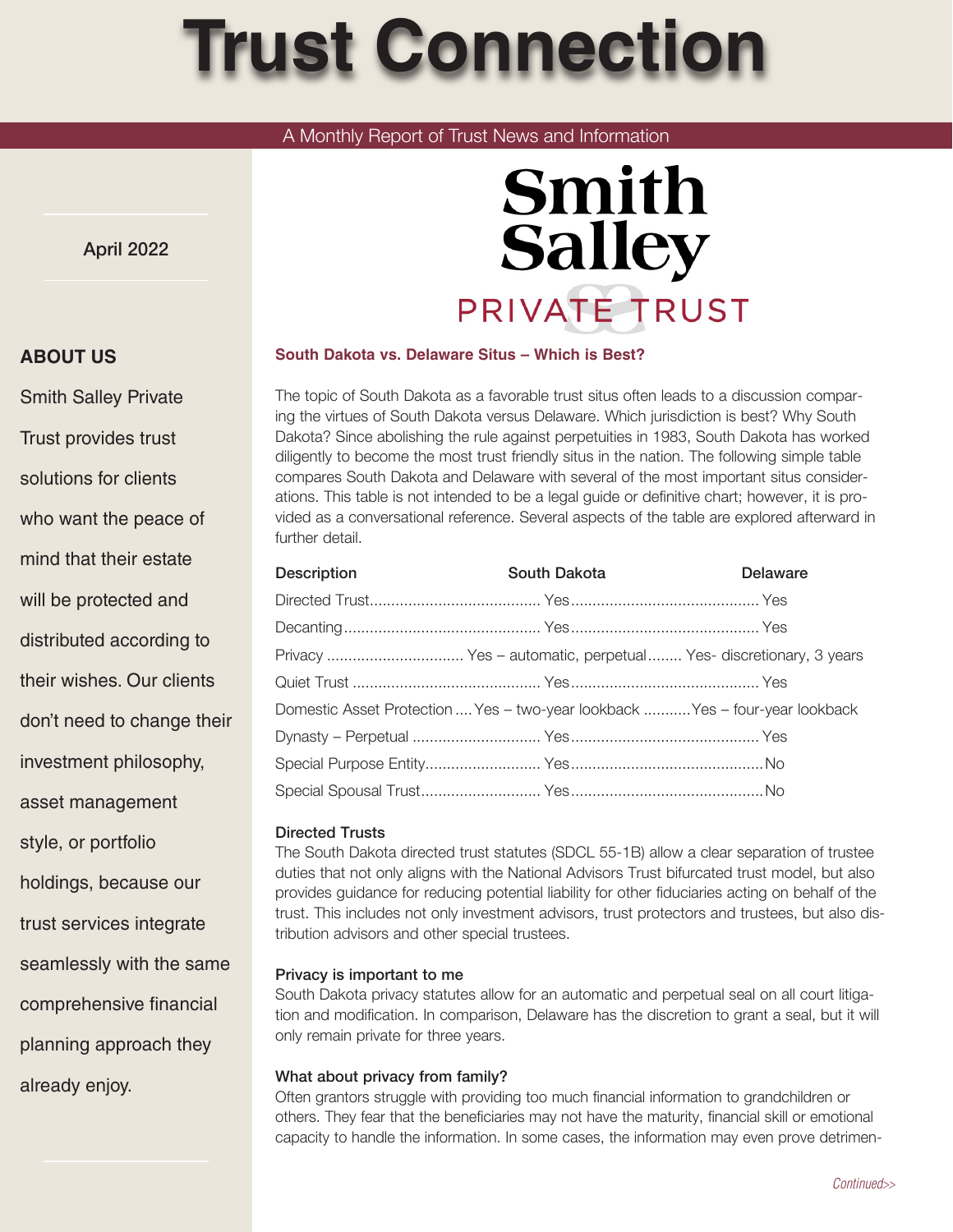# Trust Connection

A Monthly Report of Trust News and Information

April 2022

Smith Salley PRIVATE TRUST

## ABOUT US

Smith Salley Private Trust provides trust solutions for clients who want the peace of mind that their estate will be protected and distributed according to their wishes. Our clients don't need to change their investment philosophy, asset management style, or portfolio holdings, because our trust services integrate seamlessly with the same comprehensive financial planning approach they already enjoy.

### South Dakota vs. Delaware Situs – Which is Best?

The topic of South Dakota as a favorable trust situs often leads to a discussion comparing the virtues of South Dakota versus Delaware. Which jurisdiction is best? Why South Dakota? Since abolishing the rule against perpetuities in 1983, South Dakota has worked diligently to become the most trust friendly situs in the nation. The following simple table compares South Dakota and Delaware with several of the most important situs considerations. This table is not intended to be a legal guide or definitive chart; however, it is provided as a conversational reference. Several aspects of the table are explored afterward in further detail.

| Description | South Dakota | Delaware |
|---|---|---|
| Directed Trust | Yes | Yes |
| Decanting | Yes | Yes |
| Privacy | Yes – automatic, perpetual | Yes- discretionary, 3 years |
| Quiet Trust | Yes | Yes |
| Domestic Asset Protection | Yes – two-year lookback | Yes – four-year lookback |
| Dynasty – Perpetual | Yes | Yes |
| Special Purpose Entity | Yes | No |
| Special Spousal Trust | Yes | No |

#### Directed Trusts

The South Dakota directed trust statutes (SDCL 55-1B) allow a clear separation of trustee duties that not only aligns with the National Advisors Trust bifurcated trust model, but also provides guidance for reducing potential liability for other fiduciaries acting on behalf of the trust. This includes not only investment advisors, trust protectors and trustees, but also distribution advisors and other special trustees.

#### Privacy is important to me

South Dakota privacy statutes allow for an automatic and perpetual seal on all court litigation and modification. In comparison, Delaware has the discretion to grant a seal, but it will only remain private for three years.

#### What about privacy from family?

Often grantors struggle with providing too much financial information to grandchildren or others. They fear that the beneficiaries may not have the maturity, financial skill or emotional capacity to handle the information. In some cases, the information may even prove detrimen-

*Continued>>*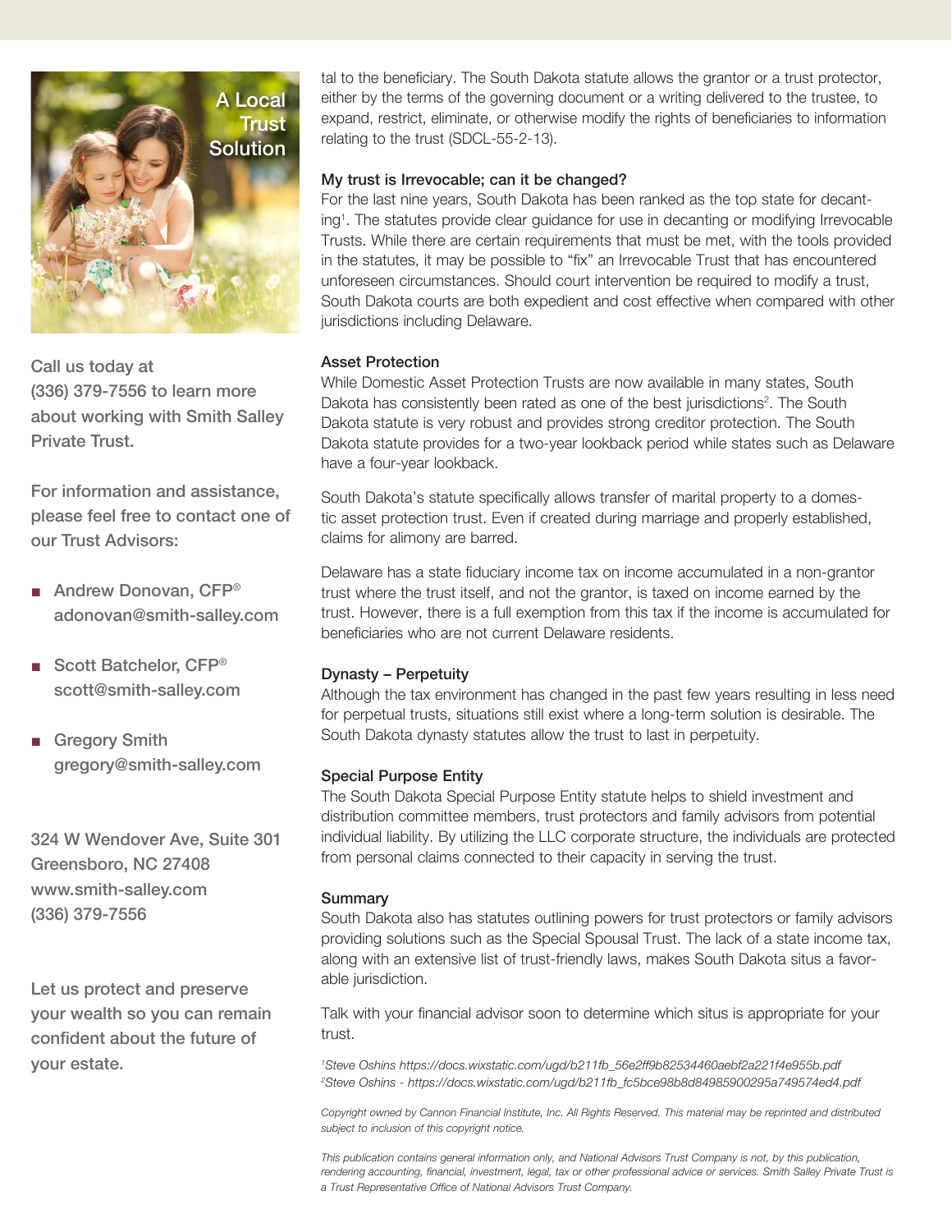A Local Trust Solution

Call us today at (336) 379-7556 to learn more about working with Smith Salley Private Trust.

For information and assistance, please feel free to contact one of our Trust Advisors:

- Andrew Donovan, CFP®
  adonovan@smith-salley.com
- Scott Batchelor, CFP®
  scott@smith-salley.com
- Gregory Smith
  gregory@smith-salley.com

324 W Wendover Ave, Suite 301
Greensboro, NC 27408
www.smith-salley.com
(336) 379-7556

Let us protect and preserve your wealth so you can remain confident about the future of your estate.

tal to the beneficiary. The South Dakota statute allows the grantor or a trust protector, either by the terms of the governing document or a writing delivered to the trustee, to expand, restrict, eliminate, or otherwise modify the rights of beneficiaries to information relating to the trust (SDCL-55-2-13).

### My trust is Irrevocable; can it be changed?

For the last nine years, South Dakota has been ranked as the top state for decanting[1]. The statutes provide clear guidance for use in decanting or modifying Irrevocable Trusts. While there are certain requirements that must be met, with the tools provided in the statutes, it may be possible to "fix" an Irrevocable Trust that has encountered unforeseen circumstances. Should court intervention be required to modify a trust, South Dakota courts are both expedient and cost effective when compared with other jurisdictions including Delaware.

### Asset Protection

While Domestic Asset Protection Trusts are now available in many states, South Dakota has consistently been rated as one of the best jurisdictions[2]. The South Dakota statute is very robust and provides strong creditor protection. The South Dakota statute provides for a two-year lookback period while states such as Delaware have a four-year lookback.

South Dakota's statute specifically allows transfer of marital property to a domestic asset protection trust. Even if created during marriage and properly established, claims for alimony are barred.

Delaware has a state fiduciary income tax on income accumulated in a non-grantor trust where the trust itself, and not the grantor, is taxed on income earned by the trust. However, there is a full exemption from this tax if the income is accumulated for beneficiaries who are not current Delaware residents.

### Dynasty – Perpetuity

Although the tax environment has changed in the past few years resulting in less need for perpetual trusts, situations still exist where a long-term solution is desirable. The South Dakota dynasty statutes allow the trust to last in perpetuity.

### Special Purpose Entity

The South Dakota Special Purpose Entity statute helps to shield investment and distribution committee members, trust protectors and family advisors from potential individual liability. By utilizing the LLC corporate structure, the individuals are protected from personal claims connected to their capacity in serving the trust.

### Summary

South Dakota also has statutes outlining powers for trust protectors or family advisors providing solutions such as the Special Spousal Trust. The lack of a state income tax, along with an extensive list of trust-friendly laws, makes South Dakota situs a favorable jurisdiction.

Talk with your financial advisor soon to determine which situs is appropriate for your trust.

*[1]Steve Oshins https://docs.wixstatic.com/ugd/b211fb_56e2ff9b82534460aebf2a221f4e955b.pdf*
*[2]Steve Oshins - https://docs.wixstatic.com/ugd/b211fb_fc5bce98b8d84985900295a749574ed4.pdf*

*Copyright owned by Cannon Financial Institute, Inc. All Rights Reserved. This material may be reprinted and distributed subject to inclusion of this copyright notice.*

*This publication contains general information only, and National Advisors Trust Company is not, by this publication, rendering accounting, financial, investment, legal, tax or other professional advice or services. Smith Salley Private Trust is a Trust Representative Office of National Advisors Trust Company.*